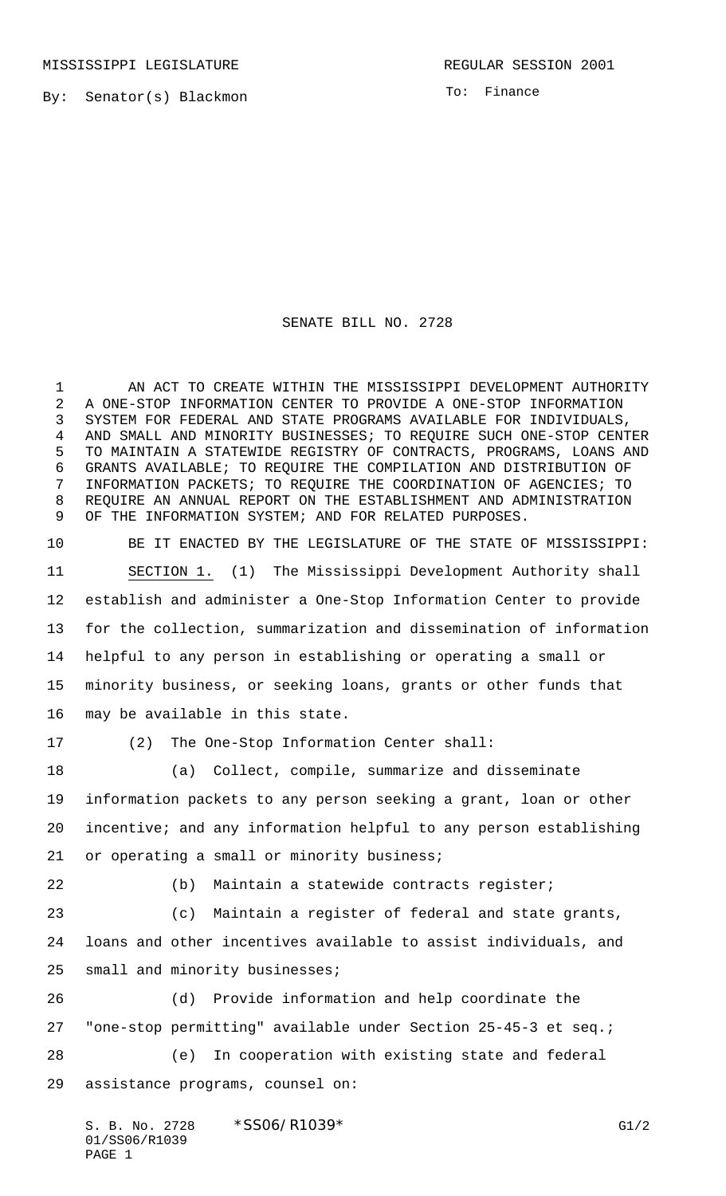MISSISSIPPI LEGISLATURE REGULAR SESSION 2001

By: Senator(s) Blackmon

To: Finance

# SENATE BILL NO. 2728

AN ACT TO CREATE WITHIN THE MISSISSIPPI DEVELOPMENT AUTHORITY A ONE-STOP INFORMATION CENTER TO PROVIDE A ONE-STOP INFORMATION SYSTEM FOR FEDERAL AND STATE PROGRAMS AVAILABLE FOR INDIVIDUALS, AND SMALL AND MINORITY BUSINESSES; TO REQUIRE SUCH ONE-STOP CENTER TO MAINTAIN A STATEWIDE REGISTRY OF CONTRACTS, PROGRAMS, LOANS AND GRANTS AVAILABLE; TO REQUIRE THE COMPILATION AND DISTRIBUTION OF INFORMATION PACKETS; TO REQUIRE THE COORDINATION OF AGENCIES; TO REQUIRE AN ANNUAL REPORT ON THE ESTABLISHMENT AND ADMINISTRATION OF THE INFORMATION SYSTEM; AND FOR RELATED PURPOSES.

BE IT ENACTED BY THE LEGISLATURE OF THE STATE OF MISSISSIPPI:

SECTION 1. (1) The Mississippi Development Authority shall establish and administer a One-Stop Information Center to provide for the collection, summarization and dissemination of information helpful to any person in establishing or operating a small or minority business, or seeking loans, grants or other funds that may be available in this state.

(2) The One-Stop Information Center shall:

(a) Collect, compile, summarize and disseminate information packets to any person seeking a grant, loan or other incentive; and any information helpful to any person establishing or operating a small or minority business;

(b) Maintain a statewide contracts register;

(c) Maintain a register of federal and state grants, loans and other incentives available to assist individuals, and small and minority businesses;

(d) Provide information and help coordinate the "one-stop permitting" available under Section 25-45-3 et seq.;

(e) In cooperation with existing state and federal assistance programs, counsel on: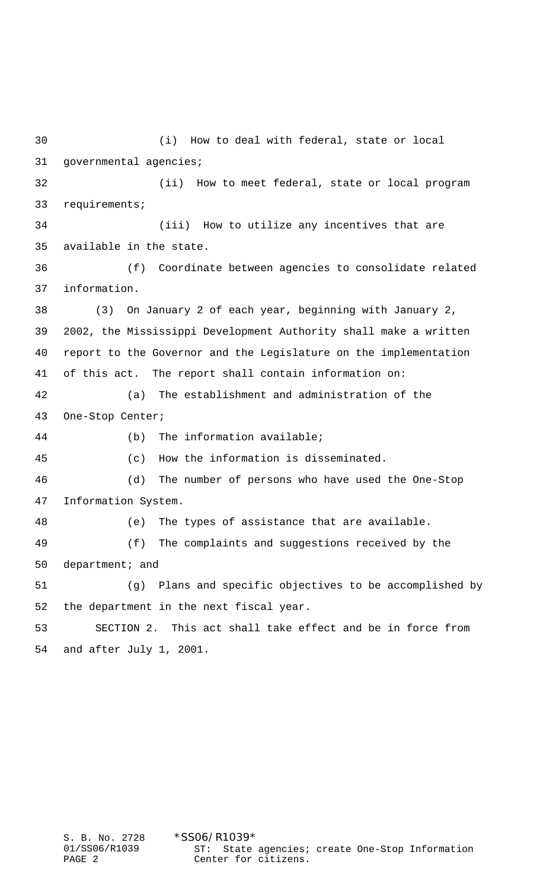(i) How to deal with federal, state or local governmental agencies;

(ii) How to meet federal, state or local program requirements;

(iii) How to utilize any incentives that are available in the state.

(f) Coordinate between agencies to consolidate related information.

(3) On January 2 of each year, beginning with January 2, 2002, the Mississippi Development Authority shall make a written report to the Governor and the Legislature on the implementation of this act. The report shall contain information on:

(a) The establishment and administration of the One-Stop Center;

(b) The information available;

(c) How the information is disseminated.

(d) The number of persons who have used the One-Stop Information System.

(e) The types of assistance that are available.

(f) The complaints and suggestions received by the department; and

(g) Plans and specific objectives to be accomplished by the department in the next fiscal year.

SECTION 2. This act shall take effect and be in force from and after July 1, 2001.

S. B. No. 2728 \*SS06/R1039\*
01/SS06/R1039
ST: State agencies; create One-Stop Information Center for citizens.